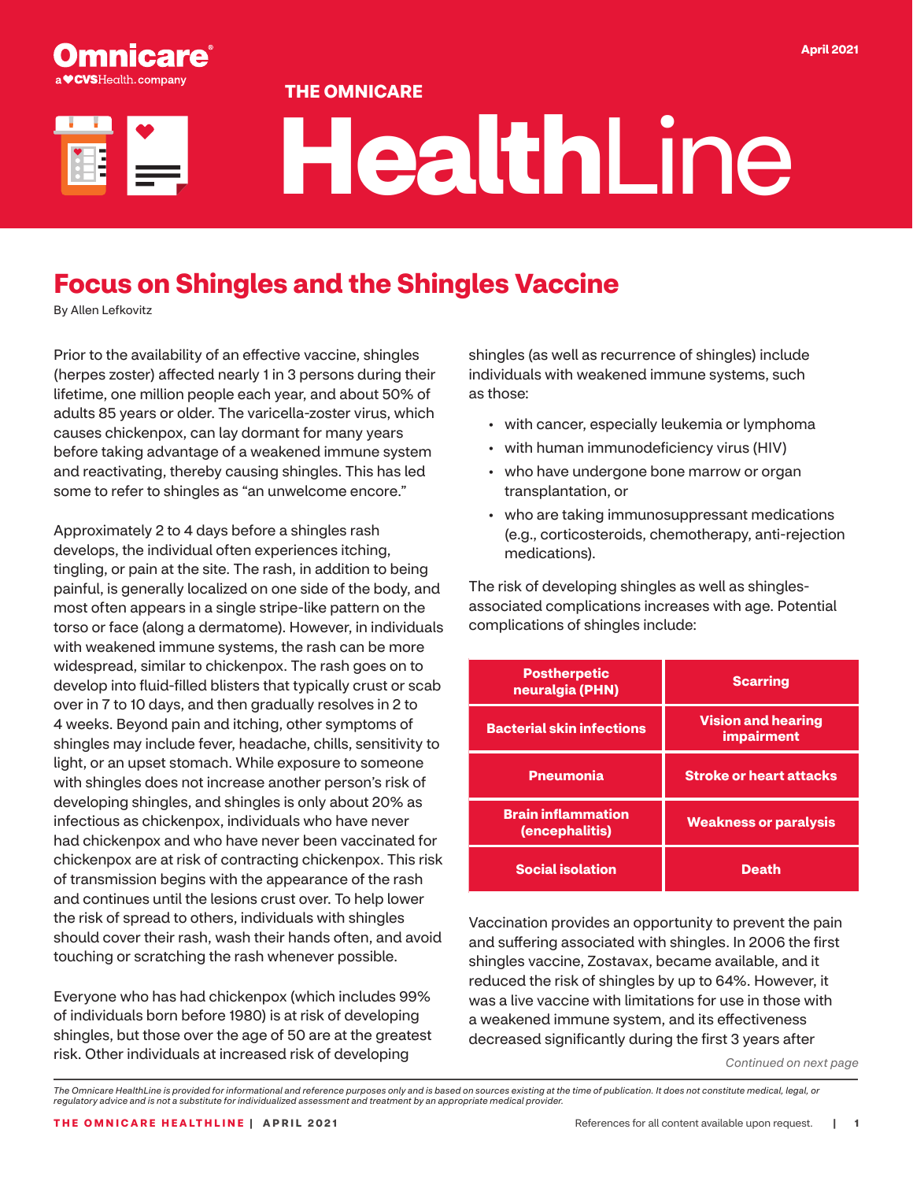Omnicare®
a CVS Health company

April 2021

THE OMNICARE

# HealthLine

## Focus on Shingles and the Shingles Vaccine

By Allen Lefkovitz

Prior to the availability of an effective vaccine, shingles (herpes zoster) affected nearly 1 in 3 persons during their lifetime, one million people each year, and about 50% of adults 85 years or older. The varicella-zoster virus, which causes chickenpox, can lay dormant for many years before taking advantage of a weakened immune system and reactivating, thereby causing shingles. This has led some to refer to shingles as "an unwelcome encore."

Approximately 2 to 4 days before a shingles rash develops, the individual often experiences itching, tingling, or pain at the site. The rash, in addition to being painful, is generally localized on one side of the body, and most often appears in a single stripe-like pattern on the torso or face (along a dermatome). However, in individuals with weakened immune systems, the rash can be more widespread, similar to chickenpox. The rash goes on to develop into fluid-filled blisters that typically crust or scab over in 7 to 10 days, and then gradually resolves in 2 to 4 weeks. Beyond pain and itching, other symptoms of shingles may include fever, headache, chills, sensitivity to light, or an upset stomach. While exposure to someone with shingles does not increase another person's risk of developing shingles, and shingles is only about 20% as infectious as chickenpox, individuals who have never had chickenpox and who have never been vaccinated for chickenpox are at risk of contracting chickenpox. This risk of transmission begins with the appearance of the rash and continues until the lesions crust over. To help lower the risk of spread to others, individuals with shingles should cover their rash, wash their hands often, and avoid touching or scratching the rash whenever possible.

Everyone who has had chickenpox (which includes 99% of individuals born before 1980) is at risk of developing shingles, but those over the age of 50 are at the greatest risk. Other individuals at increased risk of developing shingles (as well as recurrence of shingles) include individuals with weakened immune systems, such as those:

- with cancer, especially leukemia or lymphoma
- with human immunodeficiency virus (HIV)
- who have undergone bone marrow or organ transplantation, or
- who are taking immunosuppressant medications (e.g., corticosteroids, chemotherapy, anti-rejection medications).

The risk of developing shingles as well as shingles-associated complications increases with age. Potential complications of shingles include:

| | |
|---|---|
| Postherpetic neuralgia (PHN) | Scarring |
| Bacterial skin infections | Vision and hearing impairment |
| Pneumonia | Stroke or heart attacks |
| Brain inflammation (encephalitis) | Weakness or paralysis |
| Social isolation | Death |

Vaccination provides an opportunity to prevent the pain and suffering associated with shingles. In 2006 the first shingles vaccine, Zostavax, became available, and it reduced the risk of shingles by up to 64%. However, it was a live vaccine with limitations for use in those with a weakened immune system, and its effectiveness decreased significantly during the first 3 years after

*Continued on next page*

*The Omnicare HealthLine is provided for informational and reference purposes only and is based on sources existing at the time of publication. It does not constitute medical, legal, or regulatory advice and is not a substitute for individualized assessment and treatment by an appropriate medical provider.*

References for all content available upon request.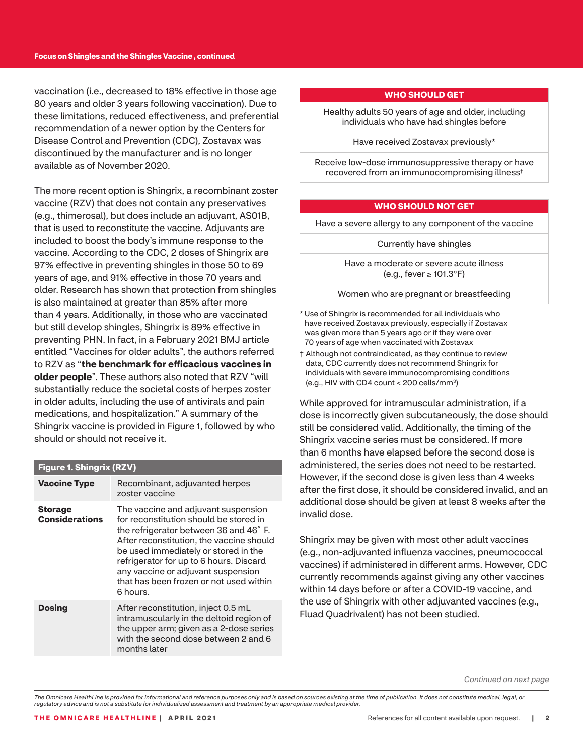vaccination (i.e., decreased to 18% effective in those age 80 years and older 3 years following vaccination). Due to these limitations, reduced effectiveness, and preferential recommendation of a newer option by the Centers for Disease Control and Prevention (CDC), Zostavax was discontinued by the manufacturer and is no longer available as of November 2020.

The more recent option is Shingrix, a recombinant zoster vaccine (RZV) that does not contain any preservatives (e.g., thimerosal), but does include an adjuvant, AS01B, that is used to reconstitute the vaccine. Adjuvants are included to boost the body's immune response to the vaccine. According to the CDC, 2 doses of Shingrix are 97% effective in preventing shingles in those 50 to 69 years of age, and 91% effective in those 70 years and older. Research has shown that protection from shingles is also maintained at greater than 85% after more than 4 years. Additionally, in those who are vaccinated but still develop shingles, Shingrix is 89% effective in preventing PHN. In fact, in a February 2021 BMJ article entitled "Vaccines for older adults", the authors referred to RZV as "**the benchmark for efficacious vaccines in older people**". These authors also noted that RZV "will substantially reduce the societal costs of herpes zoster in older adults, including the use of antivirals and pain medications, and hospitalization." A summary of the Shingrix vaccine is provided in Figure 1, followed by who should or should not receive it.

| **Figure 1. Shingrix (RZV)** | |
|---|---|
| **Vaccine Type** | Recombinant, adjuvanted herpes zoster vaccine |
| **Storage Considerations** | The vaccine and adjuvant suspension for reconstitution should be stored in the refrigerator between 36 and 46˚ F. After reconstitution, the vaccine should be used immediately or stored in the refrigerator for up to 6 hours. Discard any vaccine or adjuvant suspension that has been frozen or not used within 6 hours. |
| **Dosing** | After reconstitution, inject 0.5 mL intramuscularly in the deltoid region of the upper arm; given as a 2-dose series with the second dose between 2 and 6 months later |

| WHO SHOULD GET |
|---|
| Healthy adults 50 years of age and older, including individuals who have had shingles before |
| Have received Zostavax previously* |
| Receive low-dose immunosuppressive therapy or have recovered from an immunocompromising illness† |

| WHO SHOULD NOT GET |
|---|
| Have a severe allergy to any component of the vaccine |
| Currently have shingles |
| Have a moderate or severe acute illness (e.g., fever ≥ 101.3°F) |
| Women who are pregnant or breastfeeding |

\* Use of Shingrix is recommended for all individuals who have received Zostavax previously, especially if Zostavax was given more than 5 years ago or if they were over 70 years of age when vaccinated with Zostavax

† Although not contraindicated, as they continue to review data, CDC currently does not recommend Shingrix for individuals with severe immunocompromising conditions (e.g., HIV with CD4 count < 200 cells/mm³)

While approved for intramuscular administration, if a dose is incorrectly given subcutaneously, the dose should still be considered valid. Additionally, the timing of the Shingrix vaccine series must be considered. If more than 6 months have elapsed before the second dose is administered, the series does not need to be restarted. However, if the second dose is given less than 4 weeks after the first dose, it should be considered invalid, and an additional dose should be given at least 8 weeks after the invalid dose.

Shingrix may be given with most other adult vaccines (e.g., non-adjuvanted influenza vaccines, pneumococcal vaccines) if administered in different arms. However, CDC currently recommends against giving any other vaccines within 14 days before or after a COVID-19 vaccine, and the use of Shingrix with other adjuvanted vaccines (e.g., Fluad Quadrivalent) has not been studied.

*Continued on next page*

*The Omnicare HealthLine is provided for informational and reference purposes only and is based on sources existing at the time of publication. It does not constitute medical, legal, or regulatory advice and is not a substitute for individualized assessment and treatment by an appropriate medical provider.*

References for all content available upon request.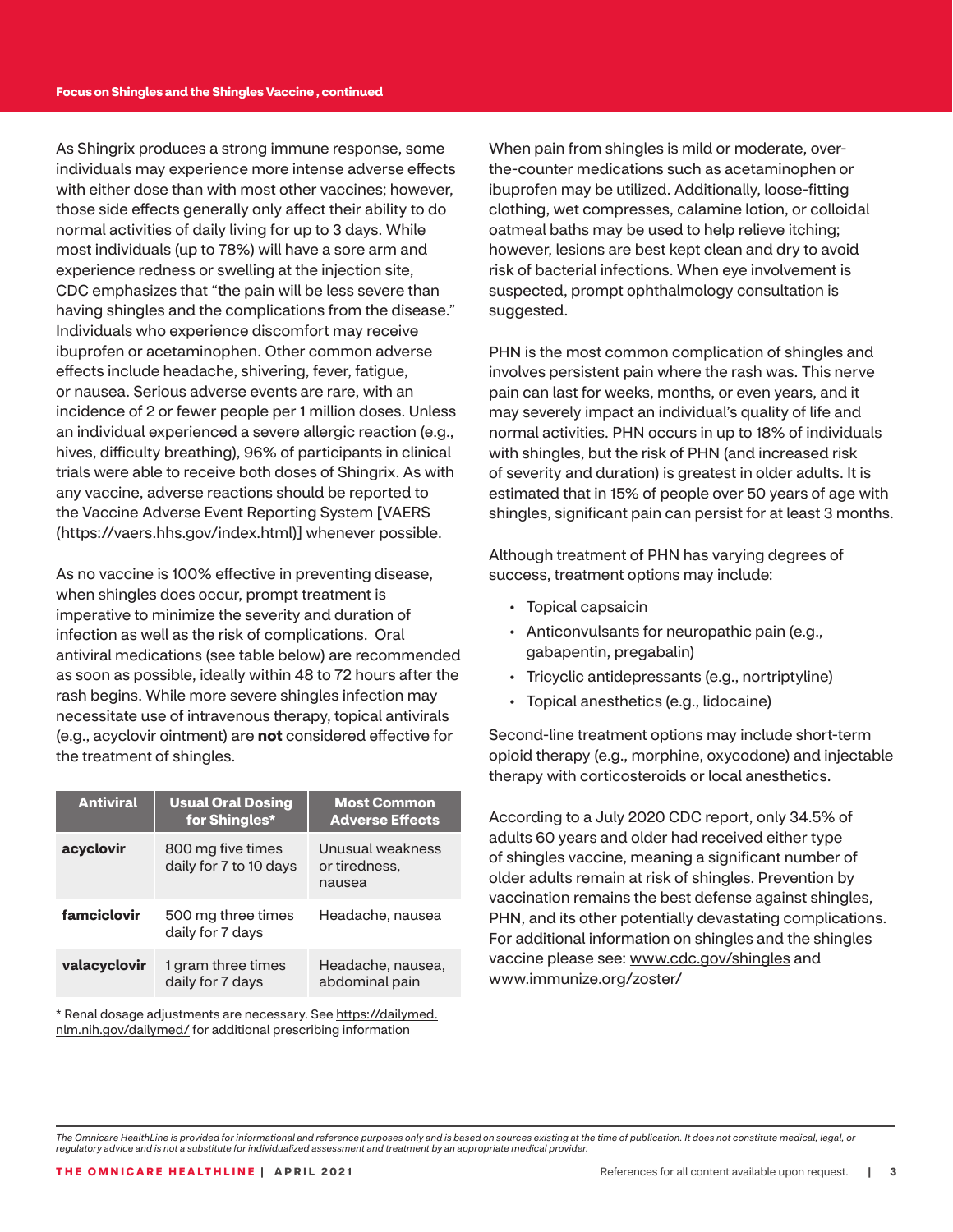As Shingrix produces a strong immune response, some individuals may experience more intense adverse effects with either dose than with most other vaccines; however, those side effects generally only affect their ability to do normal activities of daily living for up to 3 days. While most individuals (up to 78%) will have a sore arm and experience redness or swelling at the injection site, CDC emphasizes that "the pain will be less severe than having shingles and the complications from the disease." Individuals who experience discomfort may receive ibuprofen or acetaminophen. Other common adverse effects include headache, shivering, fever, fatigue, or nausea. Serious adverse events are rare, with an incidence of 2 or fewer people per 1 million doses. Unless an individual experienced a severe allergic reaction (e.g., hives, difficulty breathing), 96% of participants in clinical trials were able to receive both doses of Shingrix. As with any vaccine, adverse reactions should be reported to the Vaccine Adverse Event Reporting System [VAERS (https://vaers.hhs.gov/index.html)] whenever possible.

As no vaccine is 100% effective in preventing disease, when shingles does occur, prompt treatment is imperative to minimize the severity and duration of infection as well as the risk of complications. Oral antiviral medications (see table below) are recommended as soon as possible, ideally within 48 to 72 hours after the rash begins. While more severe shingles infection may necessitate use of intravenous therapy, topical antivirals (e.g., acyclovir ointment) are **not** considered effective for the treatment of shingles.

| Antiviral | Usual Oral Dosing for Shingles* | Most Common Adverse Effects |
|---|---|---|
| **acyclovir** | 800 mg five times daily for 7 to 10 days | Unusual weakness or tiredness, nausea |
| **famciclovir** | 500 mg three times daily for 7 days | Headache, nausea |
| **valacyclovir** | 1 gram three times daily for 7 days | Headache, nausea, abdominal pain |

* Renal dosage adjustments are necessary. See https://dailymed.nlm.nih.gov/dailymed/ for additional prescribing information

When pain from shingles is mild or moderate, over-the-counter medications such as acetaminophen or ibuprofen may be utilized. Additionally, loose-fitting clothing, wet compresses, calamine lotion, or colloidal oatmeal baths may be used to help relieve itching; however, lesions are best kept clean and dry to avoid risk of bacterial infections. When eye involvement is suspected, prompt ophthalmology consultation is suggested.

PHN is the most common complication of shingles and involves persistent pain where the rash was. This nerve pain can last for weeks, months, or even years, and it may severely impact an individual's quality of life and normal activities. PHN occurs in up to 18% of individuals with shingles, but the risk of PHN (and increased risk of severity and duration) is greatest in older adults. It is estimated that in 15% of people over 50 years of age with shingles, significant pain can persist for at least 3 months.

Although treatment of PHN has varying degrees of success, treatment options may include:

- Topical capsaicin
- Anticonvulsants for neuropathic pain (e.g., gabapentin, pregabalin)
- Tricyclic antidepressants (e.g., nortriptyline)
- Topical anesthetics (e.g., lidocaine)

Second-line treatment options may include short-term opioid therapy (e.g., morphine, oxycodone) and injectable therapy with corticosteroids or local anesthetics.

According to a July 2020 CDC report, only 34.5% of adults 60 years and older had received either type of shingles vaccine, meaning a significant number of older adults remain at risk of shingles. Prevention by vaccination remains the best defense against shingles, PHN, and its other potentially devastating complications. For additional information on shingles and the shingles vaccine please see: www.cdc.gov/shingles and www.immunize.org/zoster/

*The Omnicare HealthLine is provided for informational and reference purposes only and is based on sources existing at the time of publication. It does not constitute medical, legal, or regulatory advice and is not a substitute for individualized assessment and treatment by an appropriate medical provider.*

References for all content available upon request.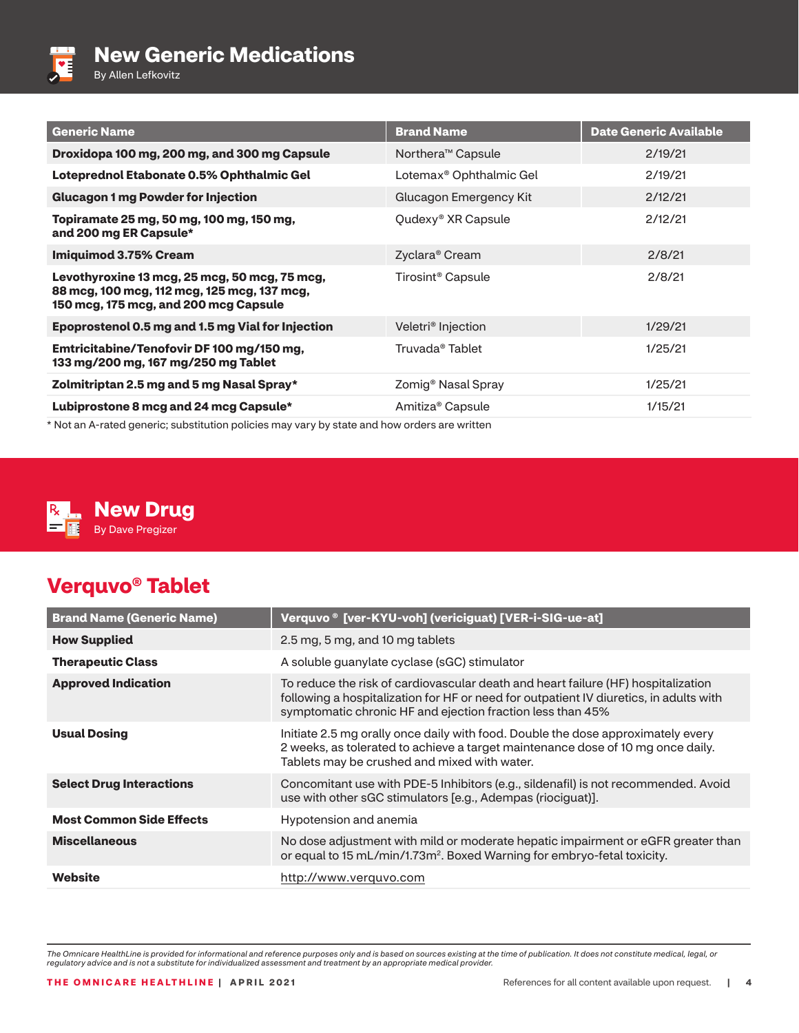# New Generic Medications

By Allen Lefkovitz

| Generic Name | Brand Name | Date Generic Available |
|---|---|---|
| **Droxidopa 100 mg, 200 mg, and 300 mg Capsule** | Northera™ Capsule | 2/19/21 |
| **Loteprednol Etabonate 0.5% Ophthalmic Gel** | Lotemax® Ophthalmic Gel | 2/19/21 |
| **Glucagon 1 mg Powder for Injection** | Glucagon Emergency Kit | 2/12/21 |
| **Topiramate 25 mg, 50 mg, 100 mg, 150 mg, and 200 mg ER Capsule*** | Qudexy® XR Capsule | 2/12/21 |
| **Imiquimod 3.75% Cream** | Zyclara® Cream | 2/8/21 |
| **Levothyroxine 13 mcg, 25 mcg, 50 mcg, 75 mcg, 88 mcg, 100 mcg, 112 mcg, 125 mcg, 137 mcg, 150 mcg, 175 mcg, and 200 mcg Capsule** | Tirosint® Capsule | 2/8/21 |
| **Epoprostenol 0.5 mg and 1.5 mg Vial for Injection** | Veletri® Injection | 1/29/21 |
| **Emtricitabine/Tenofovir DF 100 mg/150 mg, 133 mg/200 mg, 167 mg/250 mg Tablet** | Truvada® Tablet | 1/25/21 |
| **Zolmitriptan 2.5 mg and 5 mg Nasal Spray*** | Zomig® Nasal Spray | 1/25/21 |
| **Lubiprostone 8 mcg and 24 mcg Capsule*** | Amitiza® Capsule | 1/15/21 |

\* Not an A-rated generic; substitution policies may vary by state and how orders are written

# New Drug

By Dave Pregizer

## Verquvo® Tablet

| Brand Name (Generic Name) | Verquvo® [ver-KYU-voh] (vericiguat) [VER-i-SIG-ue-at] |
|---|---|
| **How Supplied** | 2.5 mg, 5 mg, and 10 mg tablets |
| **Therapeutic Class** | A soluble guanylate cyclase (sGC) stimulator |
| **Approved Indication** | To reduce the risk of cardiovascular death and heart failure (HF) hospitalization following a hospitalization for HF or need for outpatient IV diuretics, in adults with symptomatic chronic HF and ejection fraction less than 45% |
| **Usual Dosing** | Initiate 2.5 mg orally once daily with food. Double the dose approximately every 2 weeks, as tolerated to achieve a target maintenance dose of 10 mg once daily. Tablets may be crushed and mixed with water. |
| **Select Drug Interactions** | Concomitant use with PDE-5 Inhibitors (e.g., sildenafil) is not recommended. Avoid use with other sGC stimulators [e.g., Adempas (riociguat)]. |
| **Most Common Side Effects** | Hypotension and anemia |
| **Miscellaneous** | No dose adjustment with mild or moderate hepatic impairment or eGFR greater than or equal to 15 mL/min/1.73m². Boxed Warning for embryo-fetal toxicity. |
| **Website** | http://www.verquvo.com |

*The Omnicare HealthLine is provided for informational and reference purposes only and is based on sources existing at the time of publication. It does not constitute medical, legal, or regulatory advice and is not a substitute for individualized assessment and treatment by an appropriate medical provider.*

References for all content available upon request.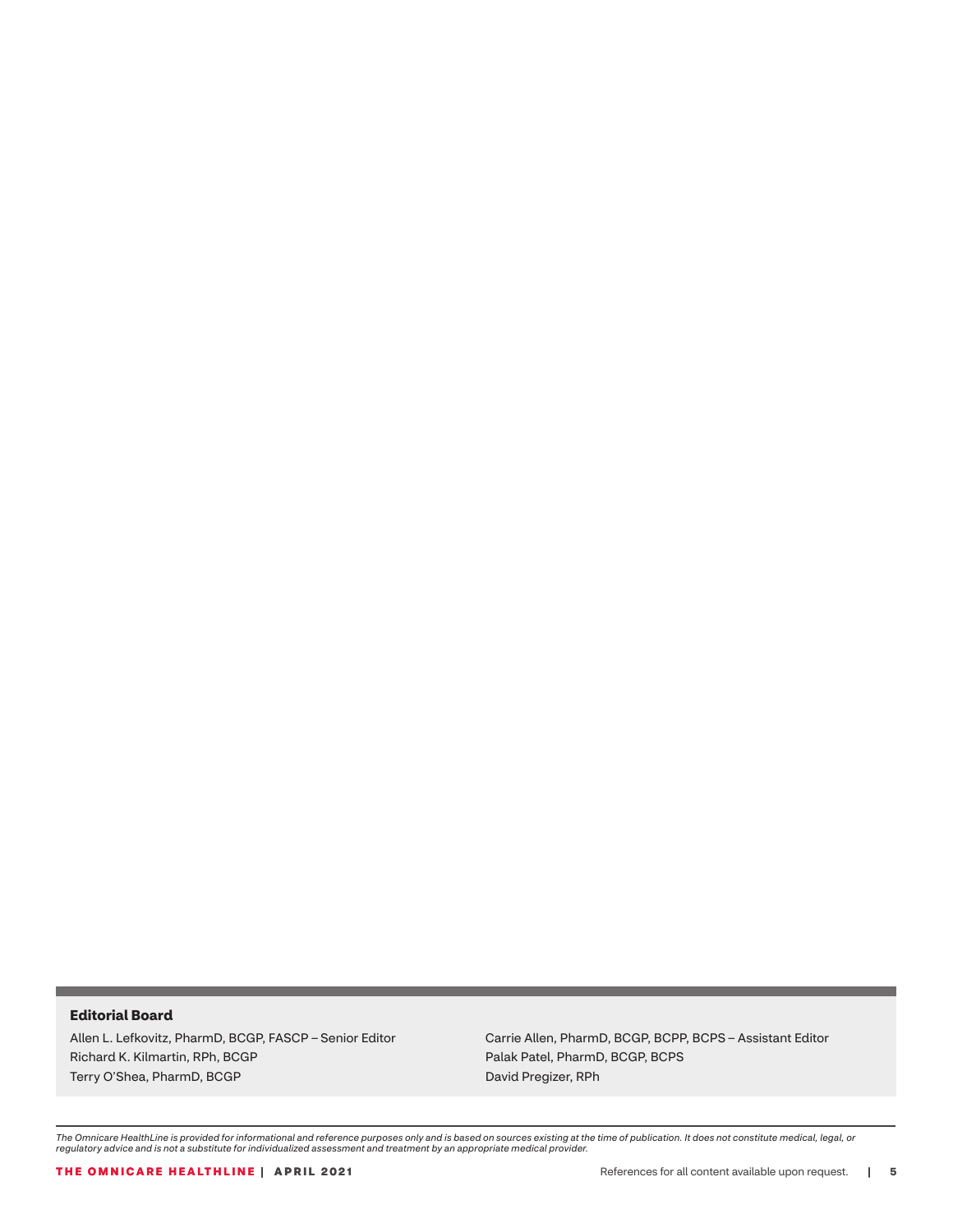## Editorial Board

Allen L. Lefkovitz, PharmD, BCGP, FASCP – Senior Editor
Richard K. Kilmartin, RPh, BCGP
Terry O'Shea, PharmD, BCGP
Carrie Allen, PharmD, BCGP, BCPP, BCPS – Assistant Editor
Palak Patel, PharmD, BCGP, BCPS
David Pregizer, RPh

*The Omnicare HealthLine is provided for informational and reference purposes only and is based on sources existing at the time of publication. It does not constitute medical, legal, or regulatory advice and is not a substitute for individualized assessment and treatment by an appropriate medical provider.*

References for all content available upon request.